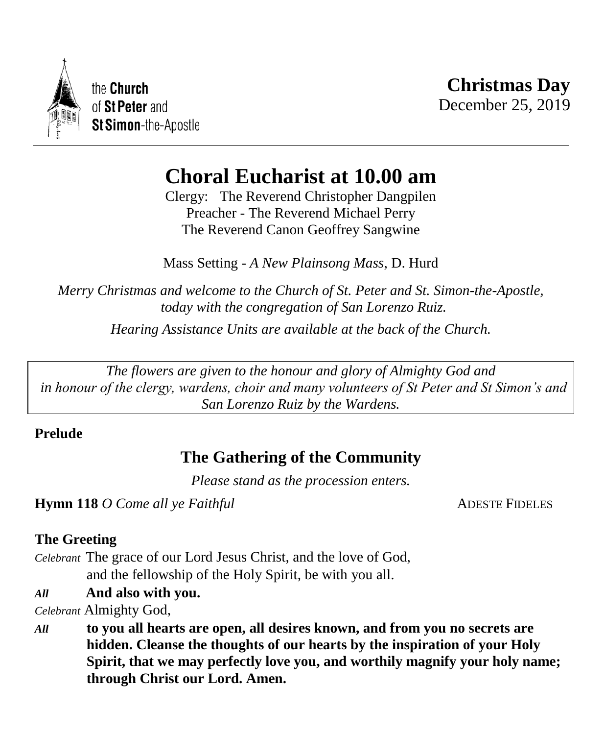the **Church** of **St Peter** and **St Simon**-the-Apostle

**Christmas Day**
December 25, 2019

# Choral Eucharist at 10.00 am

Clergy: The Reverend Christopher Dangpilen
Preacher - The Reverend Michael Perry
The Reverend Canon Geoffrey Sangwine

Mass Setting - *A New Plainsong Mass*, D. Hurd

*Merry Christmas and welcome to the Church of St. Peter and St. Simon-the-Apostle, today with the congregation of San Lorenzo Ruiz.*

*Hearing Assistance Units are available at the back of the Church.*

*The flowers are given to the honour and glory of Almighty God and in honour of the clergy, wardens, choir and many volunteers of St Peter and St Simon's and San Lorenzo Ruiz by the Wardens.*

**Prelude**

## The Gathering of the Community

*Please stand as the procession enters.*

**Hymn 118** *O Come all ye Faithful* ADESTE FIDELES

**The Greeting**

*Celebrant* The grace of our Lord Jesus Christ, and the love of God, and the fellowship of the Holy Spirit, be with you all.

***All*** **And also with you.**

*Celebrant* Almighty God,

***All*** **to you all hearts are open, all desires known, and from you no secrets are hidden. Cleanse the thoughts of our hearts by the inspiration of your Holy Spirit, that we may perfectly love you, and worthily magnify your holy name; through Christ our Lord. Amen.**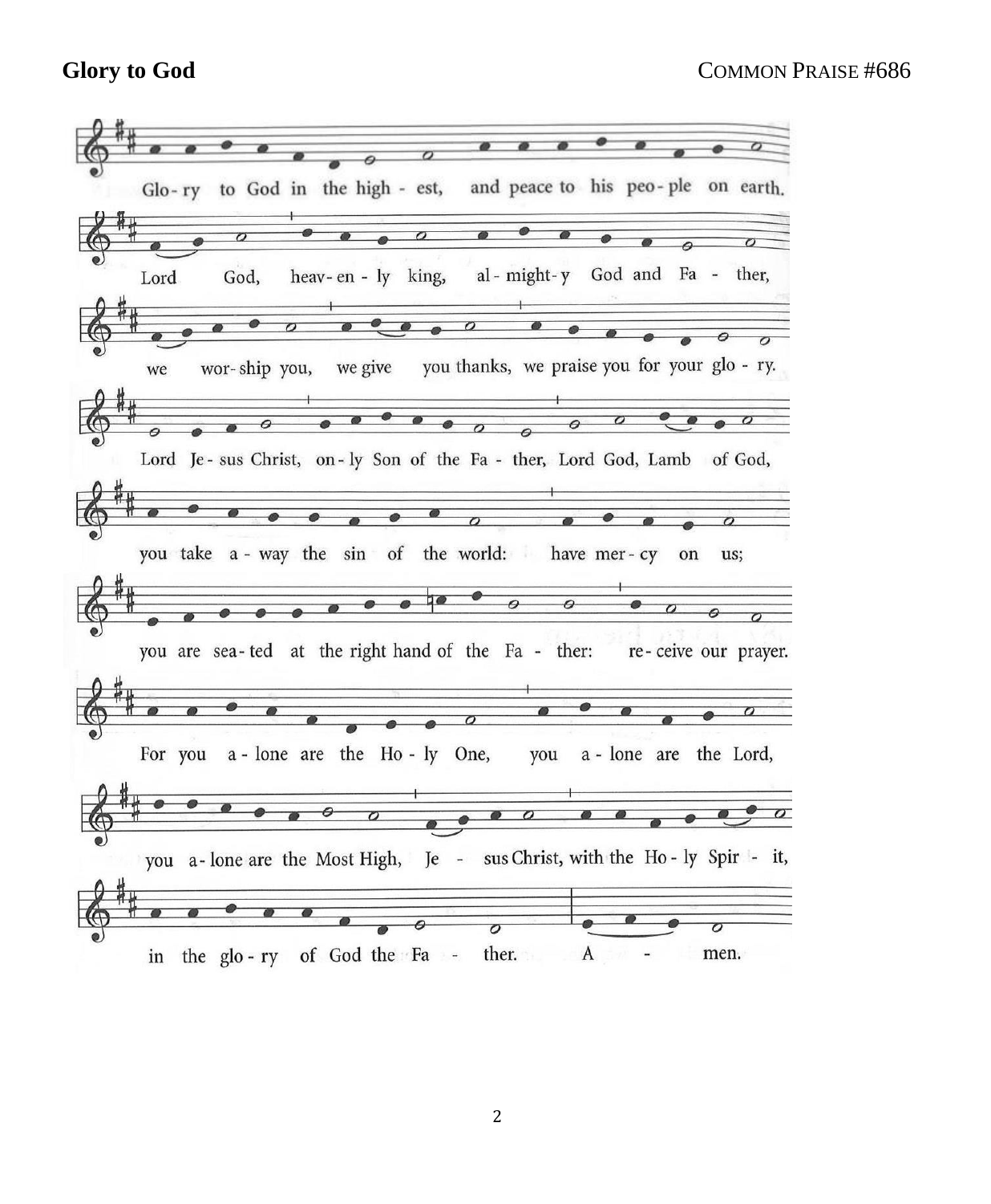**Glory to God**

COMMON PRAISE #686

Glo - ry to God in the high - est, and peace to his peo - ple on earth.

Lord God, heav - en - ly king, al - might - y God and Fa - ther,

we wor - ship you, we give you thanks, we praise you for your glo - ry.

Lord Je - sus Christ, on - ly Son of the Fa - ther, Lord God, Lamb of God,

you take a - way the sin of the world: have mer - cy on us;

you are sea - ted at the right hand of the Fa - ther: re - ceive our prayer.

For you a - lone are the Ho - ly One, you a - lone are the Lord,

you a - lone are the Most High, Je - sus Christ, with the Ho - ly Spir - it,

in the glo - ry of God the Fa - ther. A - men.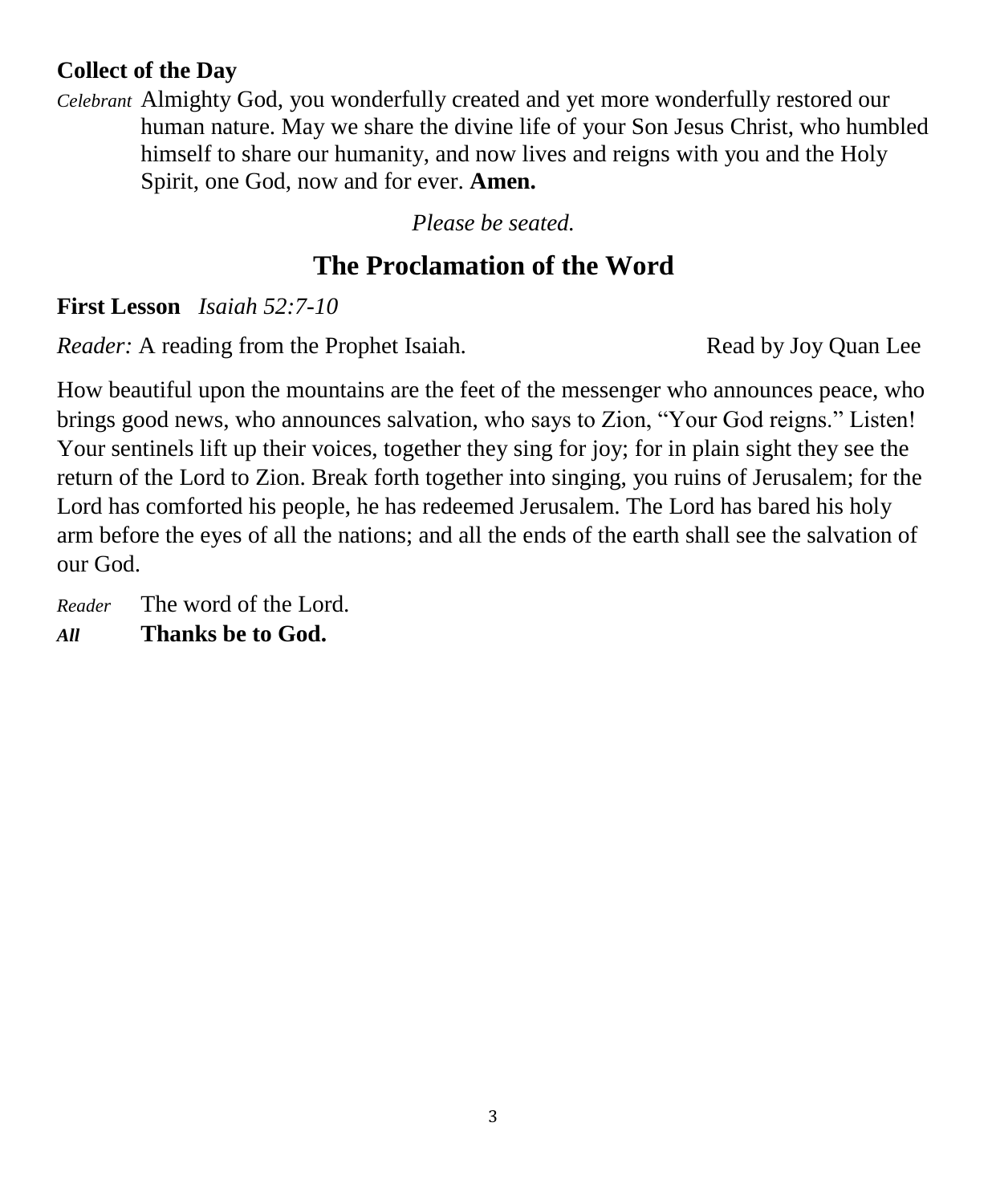### Collect of the Day

*Celebrant* Almighty God, you wonderfully created and yet more wonderfully restored our human nature. May we share the divine life of your Son Jesus Christ, who humbled himself to share our humanity, and now lives and reigns with you and the Holy Spirit, one God, now and for ever. **Amen.**

*Please be seated.*

## The Proclamation of the Word

**First Lesson** *Isaiah 52:7-10*

*Reader:* A reading from the Prophet Isaiah. Read by Joy Quan Lee

How beautiful upon the mountains are the feet of the messenger who announces peace, who brings good news, who announces salvation, who says to Zion, "Your God reigns." Listen! Your sentinels lift up their voices, together they sing for joy; for in plain sight they see the return of the Lord to Zion. Break forth together into singing, you ruins of Jerusalem; for the Lord has comforted his people, he has redeemed Jerusalem. The Lord has bared his holy arm before the eyes of all the nations; and all the ends of the earth shall see the salvation of our God.

*Reader* The word of the Lord.
***All*** **Thanks be to God.**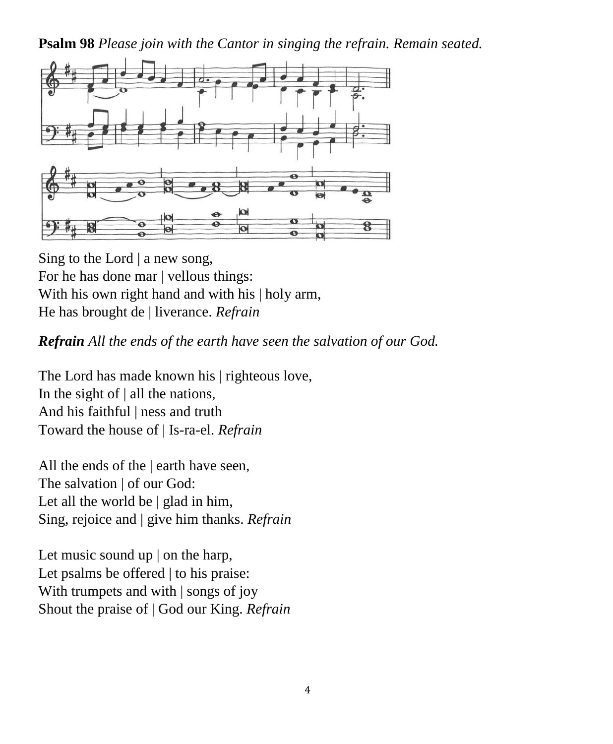**Psalm 98** *Please join with the Cantor in singing the refrain. Remain seated.*

Sing to the Lord | a new song,
For he has done mar | vellous things:
With his own right hand and with his | holy arm,
He has brought de | liverance. *Refrain*

***Refrain** All the ends of the earth have seen the salvation of our God.*

The Lord has made known his | righteous love,
In the sight of | all the nations,
And his faithful | ness and truth
Toward the house of | Is-ra-el. *Refrain*

All the ends of the | earth have seen,
The salvation | of our God:
Let all the world be | glad in him,
Sing, rejoice and | give him thanks. *Refrain*

Let music sound up | on the harp,
Let psalms be offered | to his praise:
With trumpets and with | songs of joy
Shout the praise of | God our King. *Refrain*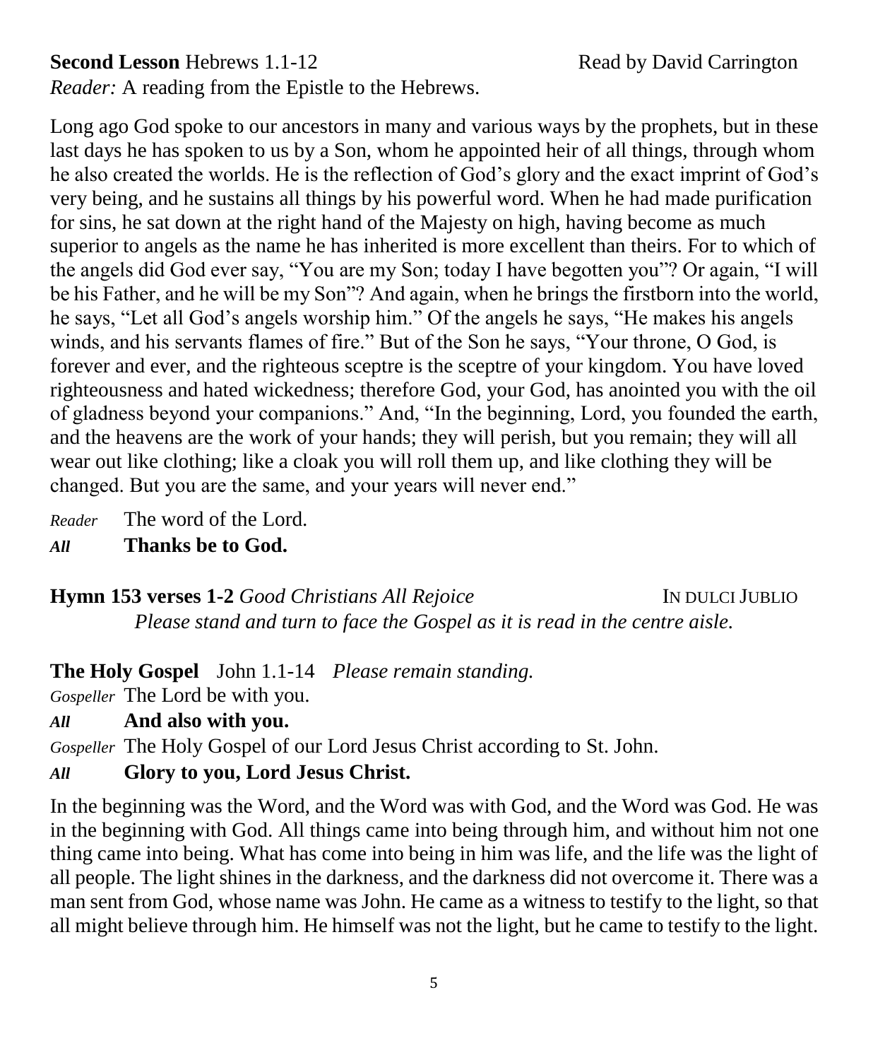**Second Lesson** Hebrews 1.1-12 Read by David Carrington

*Reader:* A reading from the Epistle to the Hebrews.

Long ago God spoke to our ancestors in many and various ways by the prophets, but in these last days he has spoken to us by a Son, whom he appointed heir of all things, through whom he also created the worlds. He is the reflection of God's glory and the exact imprint of God's very being, and he sustains all things by his powerful word. When he had made purification for sins, he sat down at the right hand of the Majesty on high, having become as much superior to angels as the name he has inherited is more excellent than theirs. For to which of the angels did God ever say, "You are my Son; today I have begotten you"? Or again, "I will be his Father, and he will be my Son"? And again, when he brings the firstborn into the world, he says, "Let all God's angels worship him." Of the angels he says, "He makes his angels winds, and his servants flames of fire." But of the Son he says, "Your throne, O God, is forever and ever, and the righteous sceptre is the sceptre of your kingdom. You have loved righteousness and hated wickedness; therefore God, your God, has anointed you with the oil of gladness beyond your companions." And, "In the beginning, Lord, you founded the earth, and the heavens are the work of your hands; they will perish, but you remain; they will all wear out like clothing; like a cloak you will roll them up, and like clothing they will be changed. But you are the same, and your years will never end."

*Reader* The word of the Lord.

***All*** **Thanks be to God.**

**Hymn 153 verses 1-2** *Good Christians All Rejoice* IN DULCI JUBLIO

*Please stand and turn to face the Gospel as it is read in the centre aisle.*

**The Holy Gospel** John 1.1-14 *Please remain standing.*

*Gospeller* The Lord be with you.

***All*** **And also with you.**

*Gospeller* The Holy Gospel of our Lord Jesus Christ according to St. John.

***All*** **Glory to you, Lord Jesus Christ.**

In the beginning was the Word, and the Word was with God, and the Word was God. He was in the beginning with God. All things came into being through him, and without him not one thing came into being. What has come into being in him was life, and the life was the light of all people. The light shines in the darkness, and the darkness did not overcome it. There was a man sent from God, whose name was John. He came as a witness to testify to the light, so that all might believe through him. He himself was not the light, but he came to testify to the light.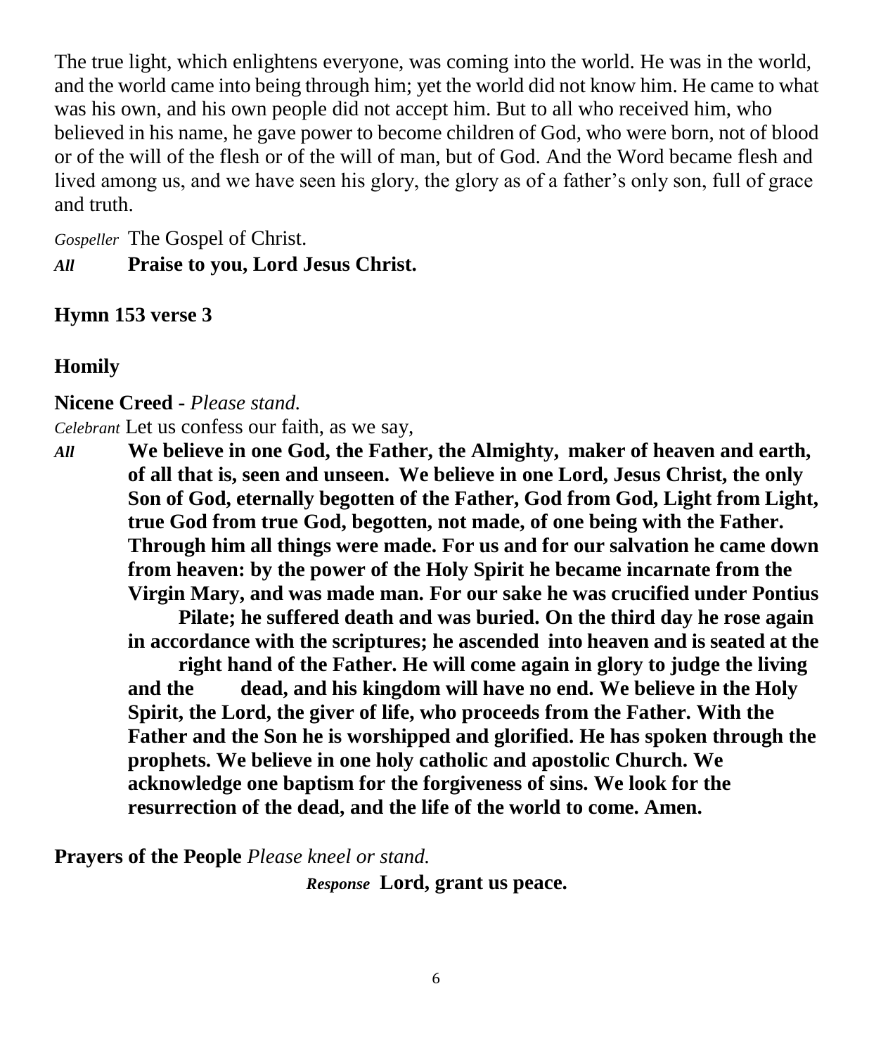The true light, which enlightens everyone, was coming into the world. He was in the world, and the world came into being through him; yet the world did not know him. He came to what was his own, and his own people did not accept him. But to all who received him, who believed in his name, he gave power to become children of God, who were born, not of blood or of the will of the flesh or of the will of man, but of God. And the Word became flesh and lived among us, and we have seen his glory, the glory as of a father's only son, full of grace and truth.

*Gospeller* The Gospel of Christ.

***All*** **Praise to you, Lord Jesus Christ.**

**Hymn 153 verse 3**

**Homily**

**Nicene Creed** - *Please stand.*

*Celebrant* Let us confess our faith, as we say,

***All*** **We believe in one God, the Father, the Almighty, maker of heaven and earth, of all that is, seen and unseen. We believe in one Lord, Jesus Christ, the only Son of God, eternally begotten of the Father, God from God, Light from Light, true God from true God, begotten, not made, of one being with the Father. Through him all things were made. For us and for our salvation he came down from heaven: by the power of the Holy Spirit he became incarnate from the Virgin Mary, and was made man. For our sake he was crucified under Pontius Pilate; he suffered death and was buried. On the third day he rose again in accordance with the scriptures; he ascended into heaven and is seated at the right hand of the Father. He will come again in glory to judge the living and the dead, and his kingdom will have no end. We believe in the Holy Spirit, the Lord, the giver of life, who proceeds from the Father. With the Father and the Son he is worshipped and glorified. He has spoken through the prophets. We believe in one holy catholic and apostolic Church. We acknowledge one baptism for the forgiveness of sins. We look for the resurrection of the dead, and the life of the world to come. Amen.**

**Prayers of the People** *Please kneel or stand.*

***Response*** **Lord, grant us peace.**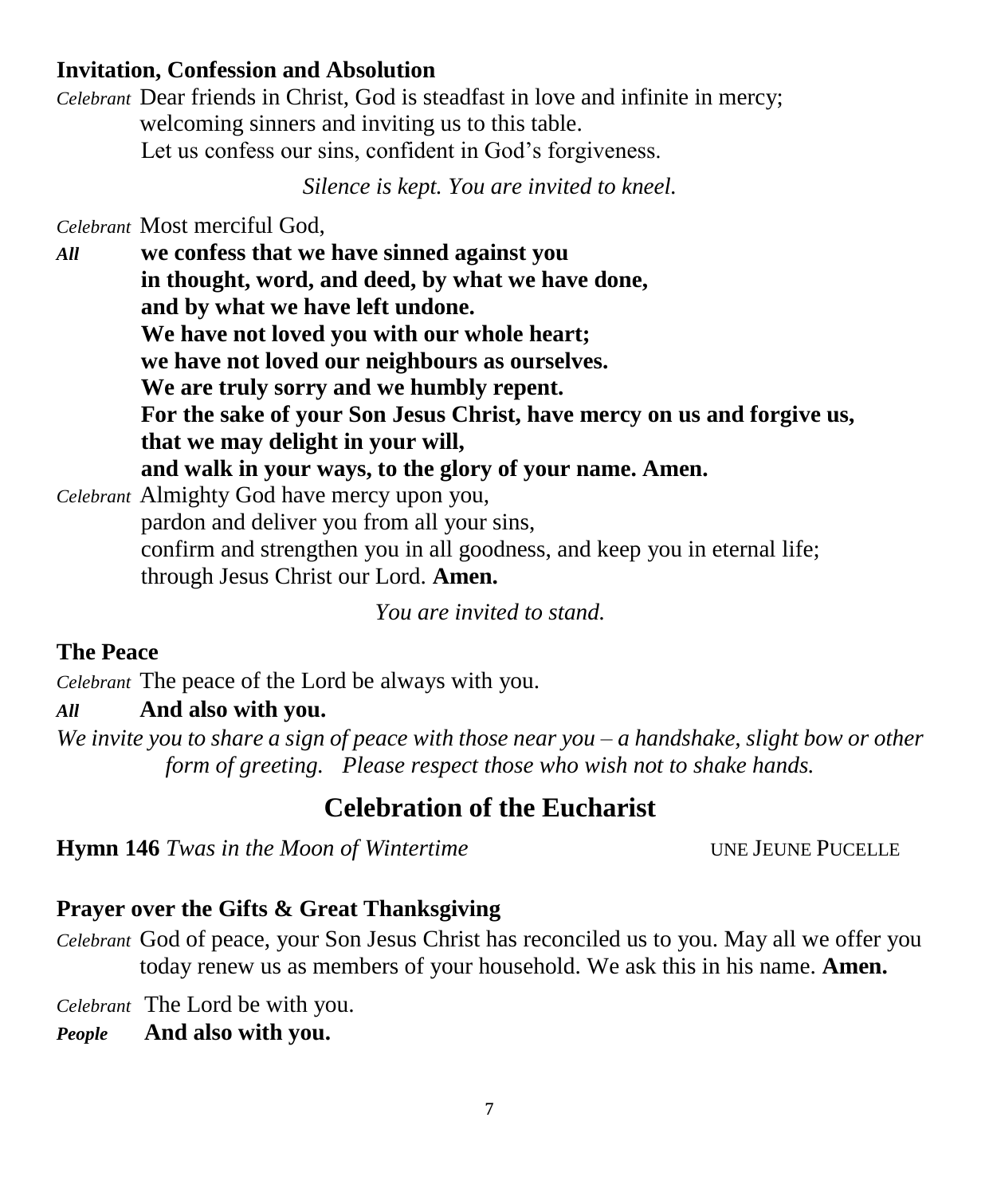### Invitation, Confession and Absolution

*Celebrant* Dear friends in Christ, God is steadfast in love and infinite in mercy;
welcoming sinners and inviting us to this table.
Let us confess our sins, confident in God's forgiveness.

*Silence is kept. You are invited to kneel.*

*Celebrant* Most merciful God,

***All*** **we confess that we have sinned against you**
**in thought, word, and deed, by what we have done,**
**and by what we have left undone.**
**We have not loved you with our whole heart;**
**we have not loved our neighbours as ourselves.**
**We are truly sorry and we humbly repent.**
**For the sake of your Son Jesus Christ, have mercy on us and forgive us,**
**that we may delight in your will,**
**and walk in your ways, to the glory of your name. Amen.**

*Celebrant* Almighty God have mercy upon you,
pardon and deliver you from all your sins,
confirm and strengthen you in all goodness, and keep you in eternal life;
through Jesus Christ our Lord. **Amen.**

*You are invited to stand.*

### The Peace

*Celebrant* The peace of the Lord be always with you.

***All*** **And also with you.**

*We invite you to share a sign of peace with those near you – a handshake, slight bow or other form of greeting. Please respect those who wish not to shake hands.*

## Celebration of the Eucharist

**Hymn 146** *Twas in the Moon of Wintertime* UNE JEUNE PUCELLE

### Prayer over the Gifts & Great Thanksgiving

*Celebrant* God of peace, your Son Jesus Christ has reconciled us to you. May all we offer you today renew us as members of your household. We ask this in his name. **Amen.**

*Celebrant* The Lord be with you.

***People*** **And also with you.**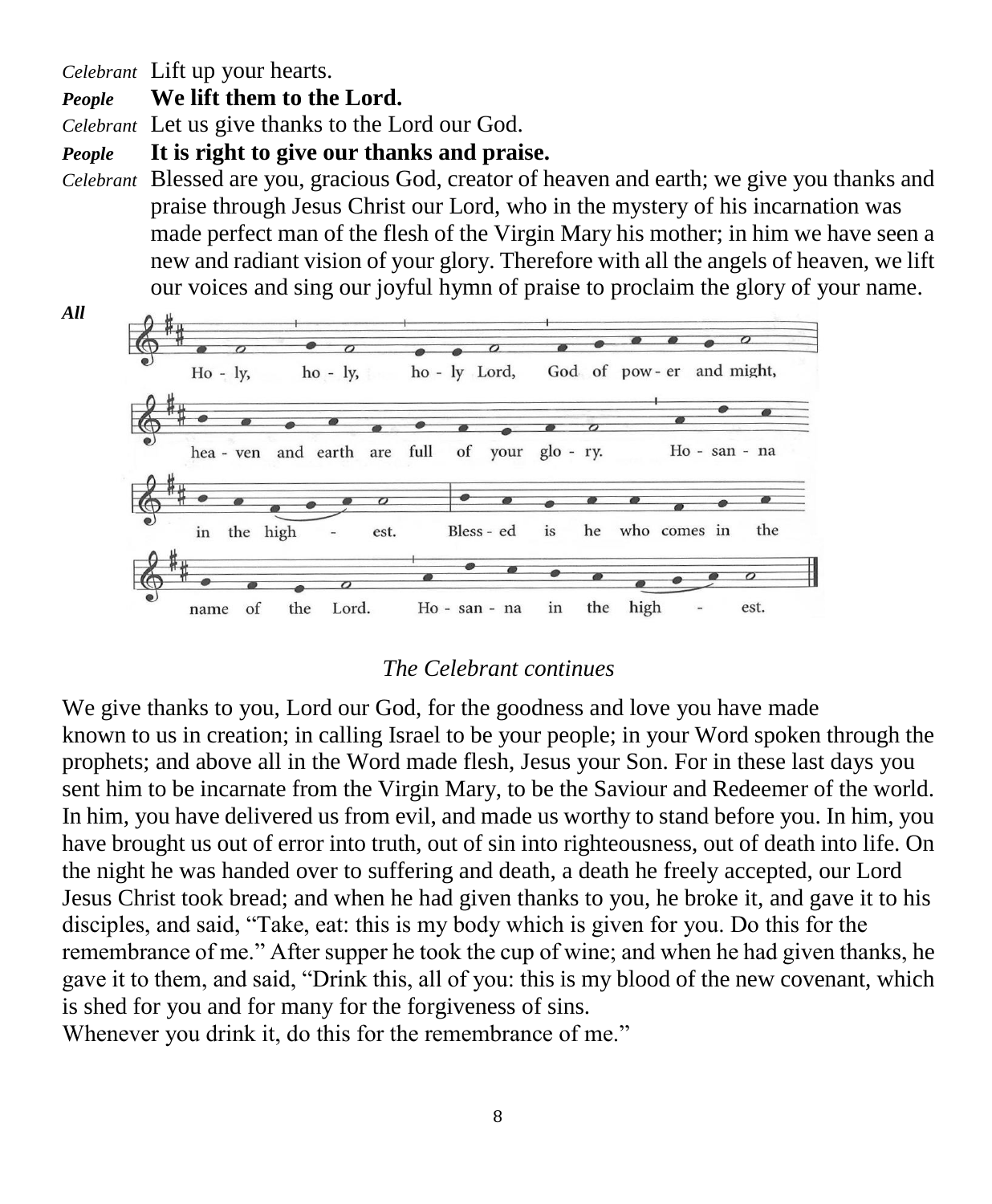*Celebrant* Lift up your hearts.

***People*** **We lift them to the Lord.**

*Celebrant* Let us give thanks to the Lord our God.

***People*** **It is right to give our thanks and praise.**

*Celebrant* Blessed are you, gracious God, creator of heaven and earth; we give you thanks and praise through Jesus Christ our Lord, who in the mystery of his incarnation was made perfect man of the flesh of the Virgin Mary his mother; in him we have seen a new and radiant vision of your glory. Therefore with all the angels of heaven, we lift our voices and sing our joyful hymn of praise to proclaim the glory of your name.

***All***

Ho - ly, ho - ly, ho - ly Lord, God of pow - er and might,
hea - ven and earth are full of your glo - ry. Ho - san - na
in the high - est. Bless - ed is he who comes in the
name of the Lord. Ho - san - na in the high - est.

*The Celebrant continues*

We give thanks to you, Lord our God, for the goodness and love you have made known to us in creation; in calling Israel to be your people; in your Word spoken through the prophets; and above all in the Word made flesh, Jesus your Son. For in these last days you sent him to be incarnate from the Virgin Mary, to be the Saviour and Redeemer of the world. In him, you have delivered us from evil, and made us worthy to stand before you. In him, you have brought us out of error into truth, out of sin into righteousness, out of death into life. On the night he was handed over to suffering and death, a death he freely accepted, our Lord Jesus Christ took bread; and when he had given thanks to you, he broke it, and gave it to his disciples, and said, "Take, eat: this is my body which is given for you. Do this for the remembrance of me." After supper he took the cup of wine; and when he had given thanks, he gave it to them, and said, "Drink this, all of you: this is my blood of the new covenant, which is shed for you and for many for the forgiveness of sins.
Whenever you drink it, do this for the remembrance of me."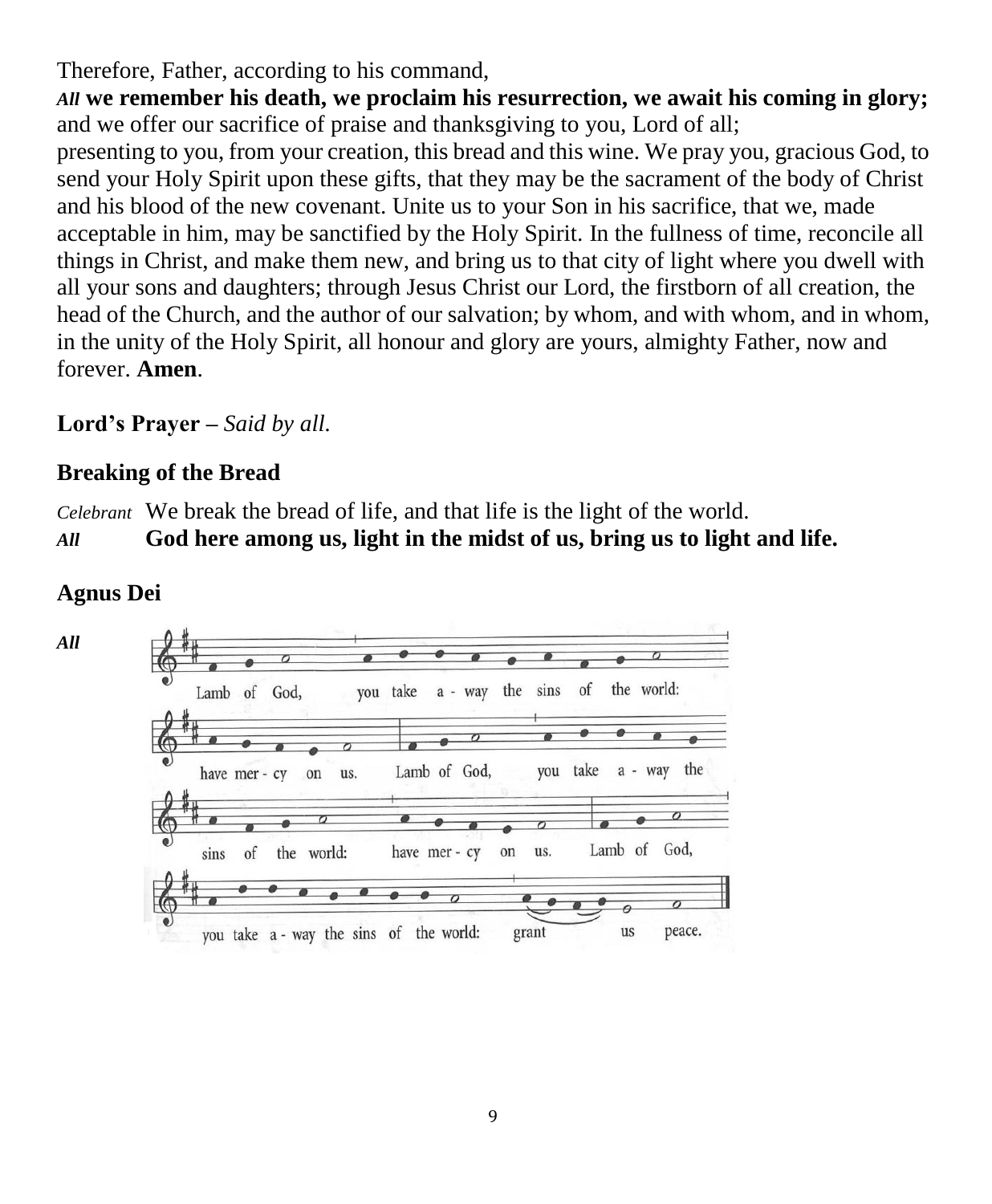Therefore, Father, according to his command,

*All* **we remember his death, we proclaim his resurrection, we await his coming in glory;**
and we offer our sacrifice of praise and thanksgiving to you, Lord of all;
presenting to you, from your creation, this bread and this wine. We pray you, gracious God, to send your Holy Spirit upon these gifts, that they may be the sacrament of the body of Christ and his blood of the new covenant. Unite us to your Son in his sacrifice, that we, made acceptable in him, may be sanctified by the Holy Spirit. In the fullness of time, reconcile all things in Christ, and make them new, and bring us to that city of light where you dwell with all your sons and daughters; through Jesus Christ our Lord, the firstborn of all creation, the head of the Church, and the author of our salvation; by whom, and with whom, and in whom, in the unity of the Holy Spirit, all honour and glory are yours, almighty Father, now and forever. **Amen**.

**Lord's Prayer** – *Said by all.*

## Breaking of the Bread

*Celebrant* We break the bread of life, and that life is the light of the world.
*All* **God here among us, light in the midst of us, bring us to light and life.**

## Agnus Dei

*All*

Lamb of God, you take a - way the sins of the world: have mer - cy on us. Lamb of God, you take a - way the sins of the world: have mer - cy on us. Lamb of God, you take a - way the sins of the world: grant us peace.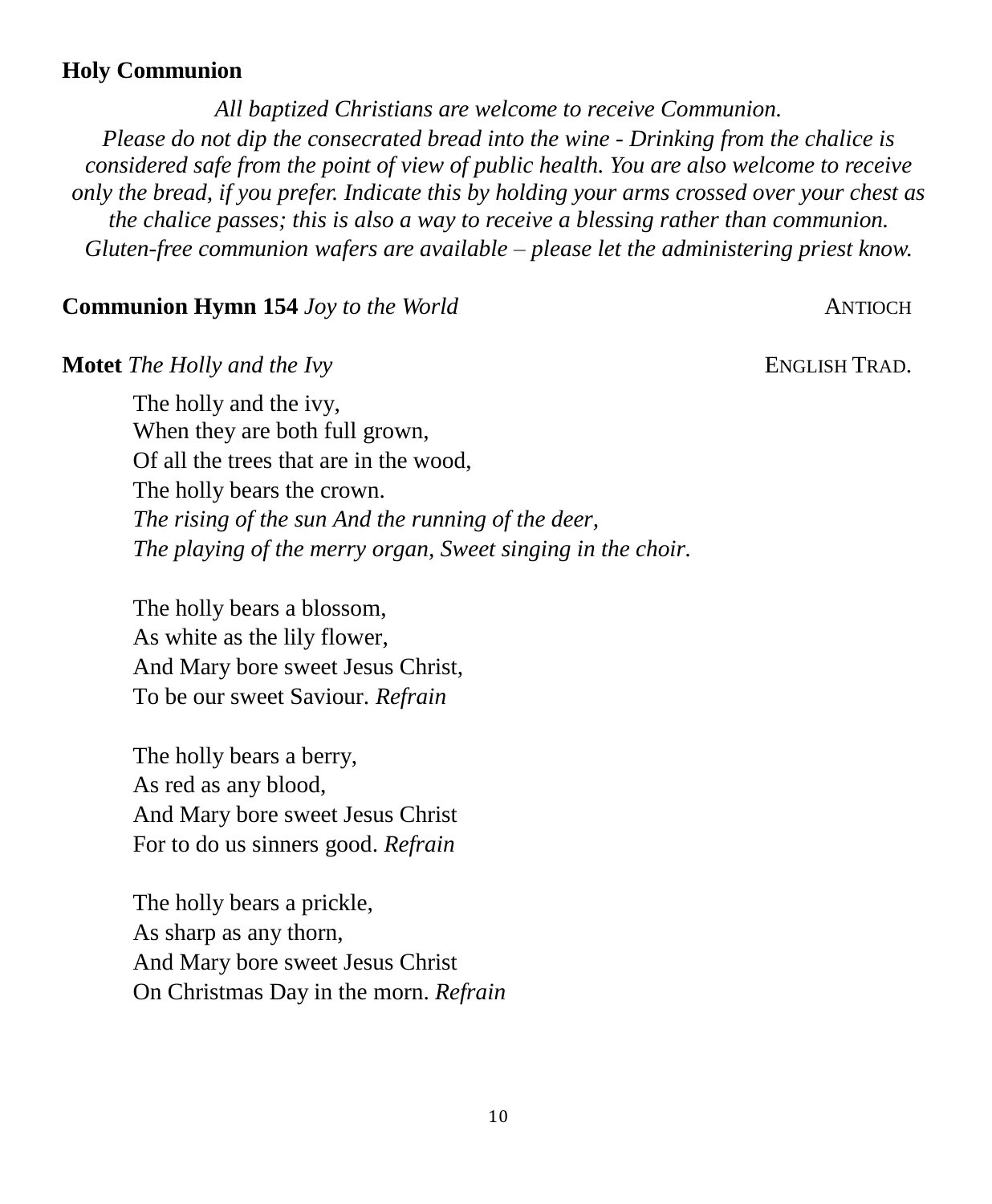**Holy Communion**

*All baptized Christians are welcome to receive Communion.*
*Please do not dip the consecrated bread into the wine - Drinking from the chalice is considered safe from the point of view of public health. You are also welcome to receive only the bread, if you prefer. Indicate this by holding your arms crossed over your chest as the chalice passes; this is also a way to receive a blessing rather than communion. Gluten-free communion wafers are available – please let the administering priest know.*

**Communion Hymn 154** *Joy to the World* ANTIOCH

**Motet** *The Holly and the Ivy* ENGLISH TRAD.

The holly and the ivy,
When they are both full grown,
Of all the trees that are in the wood,
The holly bears the crown.
*The rising of the sun And the running of the deer,*
*The playing of the merry organ, Sweet singing in the choir.*

The holly bears a blossom,
As white as the lily flower,
And Mary bore sweet Jesus Christ,
To be our sweet Saviour. *Refrain*

The holly bears a berry,
As red as any blood,
And Mary bore sweet Jesus Christ
For to do us sinners good. *Refrain*

The holly bears a prickle,
As sharp as any thorn,
And Mary bore sweet Jesus Christ
On Christmas Day in the morn. *Refrain*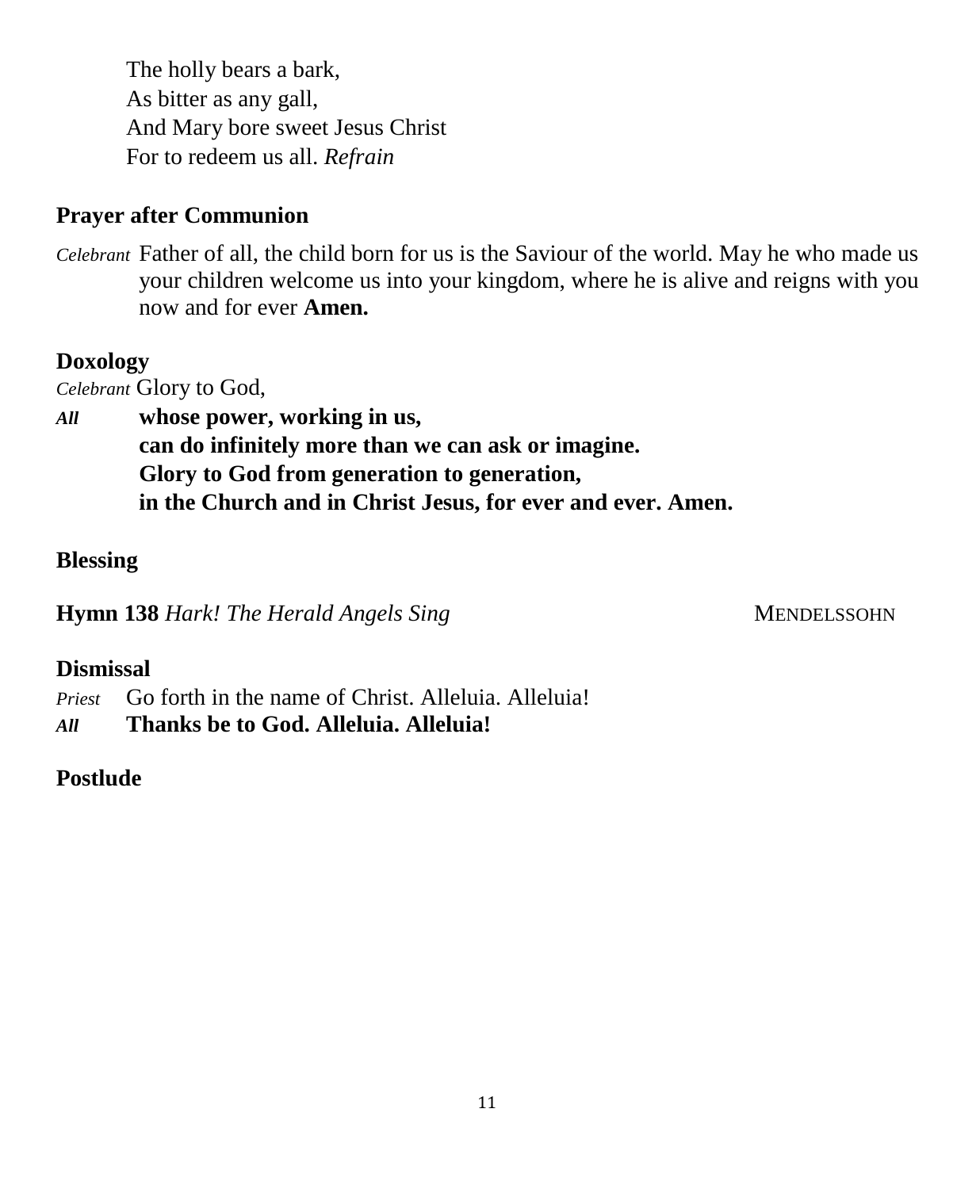The holly bears a bark,
As bitter as any gall,
And Mary bore sweet Jesus Christ
For to redeem us all. *Refrain*

**Prayer after Communion**

*Celebrant* Father of all, the child born for us is the Saviour of the world. May he who made us your children welcome us into your kingdom, where he is alive and reigns with you now and for ever **Amen.**

**Doxology**

*Celebrant* Glory to God,

***All*** **whose power, working in us,**
**can do infinitely more than we can ask or imagine.**
**Glory to God from generation to generation,**
**in the Church and in Christ Jesus, for ever and ever. Amen.**

**Blessing**

**Hymn 138** *Hark! The Herald Angels Sing* MENDELSSOHN

**Dismissal**

*Priest* Go forth in the name of Christ. Alleluia. Alleluia!

***All*** **Thanks be to God. Alleluia. Alleluia!**

**Postlude**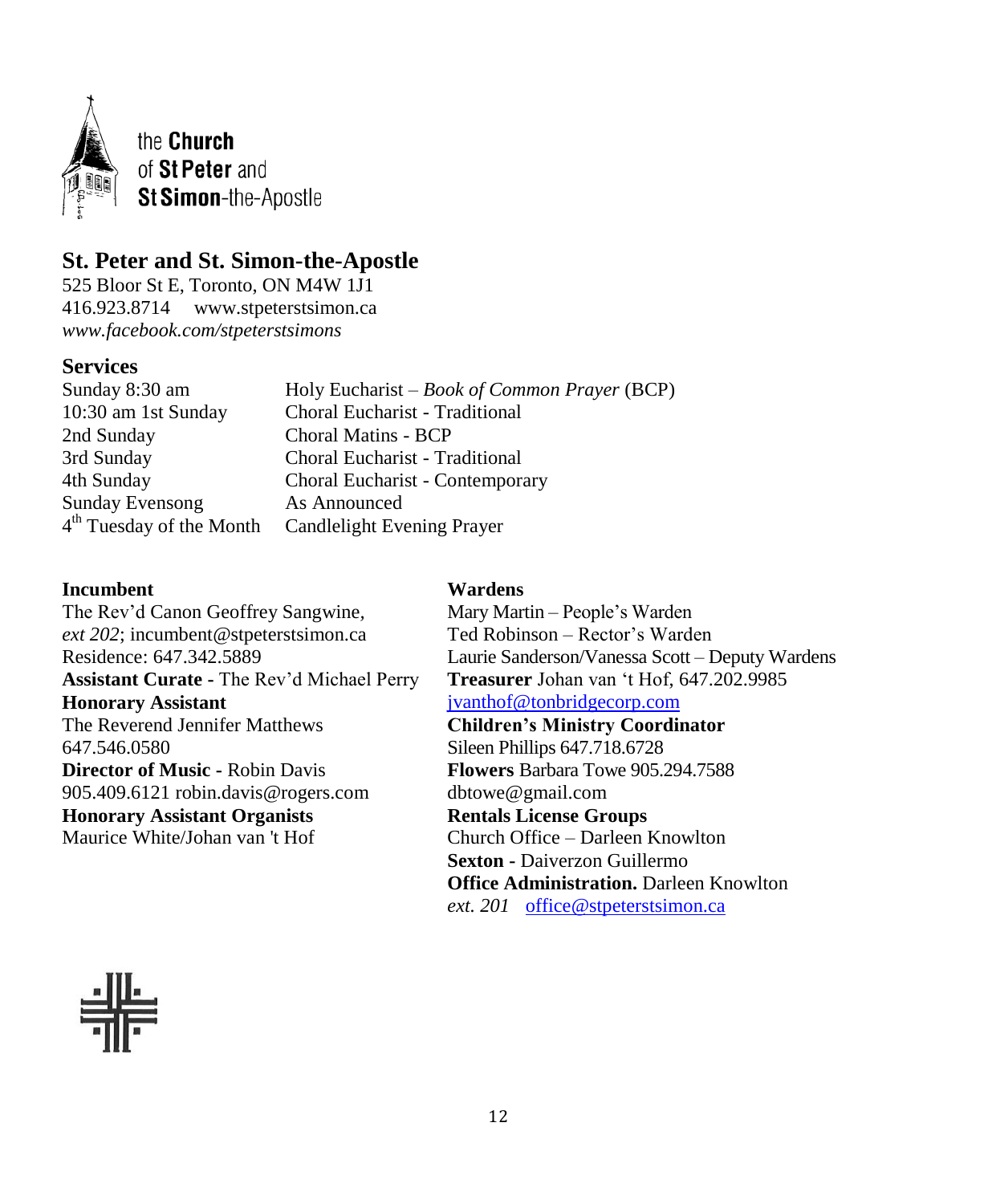the **Church** of **St Peter** and **St Simon**-the-Apostle

## St. Peter and St. Simon-the-Apostle

525 Bloor St E, Toronto, ON M4W 1J1
416.923.8714 www.stpeterstsimon.ca
*www.facebook.com/stpeterstsimons*

### Services

| | |
|---|---|
| Sunday 8:30 am | Holy Eucharist – *Book of Common Prayer* (BCP) |
| 10:30 am 1st Sunday | Choral Eucharist - Traditional |
| 2nd Sunday | Choral Matins - BCP |
| 3rd Sunday | Choral Eucharist - Traditional |
| 4th Sunday | Choral Eucharist - Contemporary |
| Sunday Evensong | As Announced |
| 4th Tuesday of the Month | Candlelight Evening Prayer |

**Incumbent**
The Rev'd Canon Geoffrey Sangwine,
*ext 202*; incumbent@stpeterstsimon.ca
Residence: 647.342.5889
**Assistant Curate -** The Rev'd Michael Perry
**Honorary Assistant**
The Reverend Jennifer Matthews
647.546.0580
**Director of Music -** Robin Davis
905.409.6121 robin.davis@rogers.com
**Honorary Assistant Organists**
Maurice White/Johan van 't Hof

**Wardens**
Mary Martin – People's Warden
Ted Robinson – Rector's Warden
Laurie Sanderson/Vanessa Scott – Deputy Wardens
**Treasurer** Johan van 't Hof, 647.202.9985
jvanthof@tonbridgecorp.com
**Children's Ministry Coordinator**
Sileen Phillips 647.718.6728
**Flowers** Barbara Towe 905.294.7588
dbtowe@gmail.com
**Rentals License Groups**
Church Office – Darleen Knowlton
**Sexton -** Daiverzon Guillermo
**Office Administration.** Darleen Knowlton
*ext. 201* office@stpeterstsimon.ca